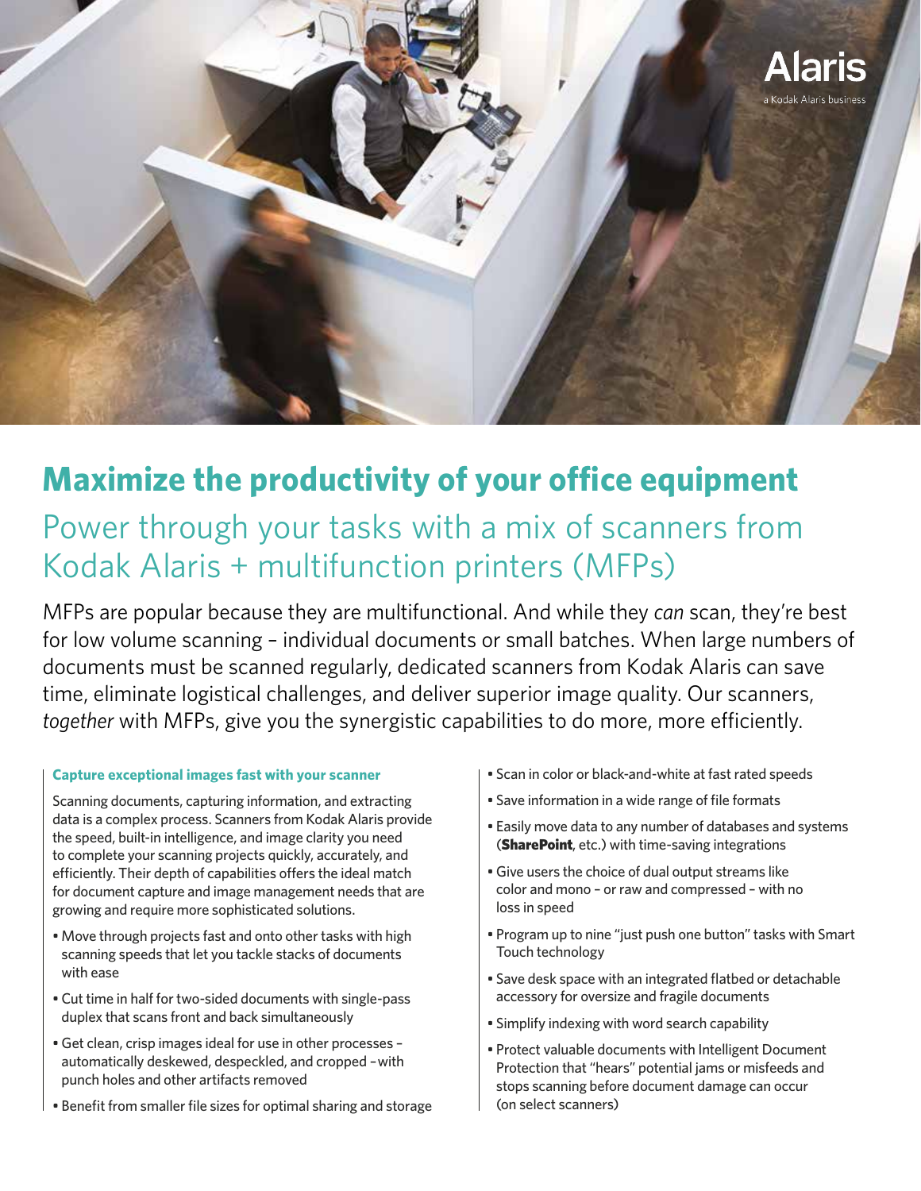Alaris
a Kodak Alaris business

# Maximize the productivity of your office equipment

## Power through your tasks with a mix of scanners from Kodak Alaris + multifunction printers (MFPs)

MFPs are popular because they are multifunctional. And while they *can* scan, they're best for low volume scanning – individual documents or small batches. When large numbers of documents must be scanned regularly, dedicated scanners from Kodak Alaris can save time, eliminate logistical challenges, and deliver superior image quality. Our scanners, *together* with MFPs, give you the synergistic capabilities to do more, more efficiently.

### Capture exceptional images fast with your scanner

Scanning documents, capturing information, and extracting data is a complex process. Scanners from Kodak Alaris provide the speed, built-in intelligence, and image clarity you need to complete your scanning projects quickly, accurately, and efficiently. Their depth of capabilities offers the ideal match for document capture and image management needs that are growing and require more sophisticated solutions.

- Move through projects fast and onto other tasks with high scanning speeds that let you tackle stacks of documents with ease
- Cut time in half for two-sided documents with single-pass duplex that scans front and back simultaneously
- Get clean, crisp images ideal for use in other processes – automatically deskewed, despeckled, and cropped – with punch holes and other artifacts removed
- Benefit from smaller file sizes for optimal sharing and storage
- Scan in color or black-and-white at fast rated speeds
- Save information in a wide range of file formats
- Easily move data to any number of databases and systems (**SharePoint**, etc.) with time-saving integrations
- Give users the choice of dual output streams like color and mono – or raw and compressed – with no loss in speed
- Program up to nine "just push one button" tasks with Smart Touch technology
- Save desk space with an integrated flatbed or detachable accessory for oversize and fragile documents
- Simplify indexing with word search capability
- Protect valuable documents with Intelligent Document Protection that "hears" potential jams or misfeeds and stops scanning before document damage can occur (on select scanners)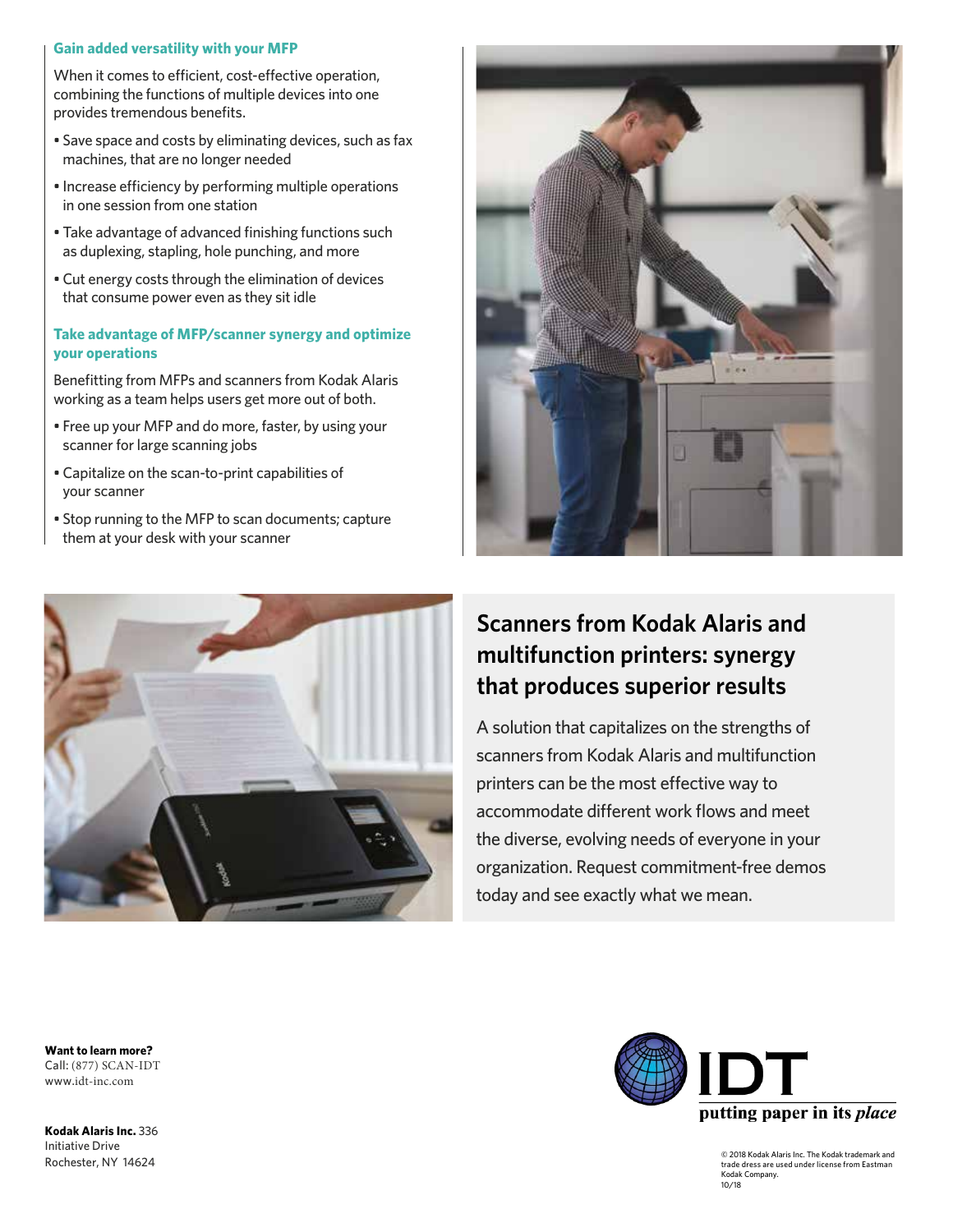### Gain added versatility with your MFP

When it comes to efficient, cost-effective operation, combining the functions of multiple devices into one provides tremendous benefits.

- Save space and costs by eliminating devices, such as fax machines, that are no longer needed
- Increase efficiency by performing multiple operations in one session from one station
- Take advantage of advanced finishing functions such as duplexing, stapling, hole punching, and more
- Cut energy costs through the elimination of devices that consume power even as they sit idle

### Take advantage of MFP/scanner synergy and optimize your operations

Benefitting from MFPs and scanners from Kodak Alaris working as a team helps users get more out of both.

- Free up your MFP and do more, faster, by using your scanner for large scanning jobs
- Capitalize on the scan-to-print capabilities of your scanner
- Stop running to the MFP to scan documents; capture them at your desk with your scanner

## Scanners from Kodak Alaris and multifunction printers: synergy that produces superior results

A solution that capitalizes on the strengths of scanners from Kodak Alaris and multifunction printers can be the most effective way to accommodate different work flows and meet the diverse, evolving needs of everyone in your organization. Request commitment-free demos today and see exactly what we mean.

**Want to learn more?**
Call: (877) SCAN-IDT
www.idt-inc.com

**Kodak Alaris Inc.** 336 Initiative Drive
Rochester, NY 14624

IDT
putting paper in its *place*

© 2018 Kodak Alaris Inc. The Kodak trademark and trade dress are used under license from Eastman Kodak Company.
10/18